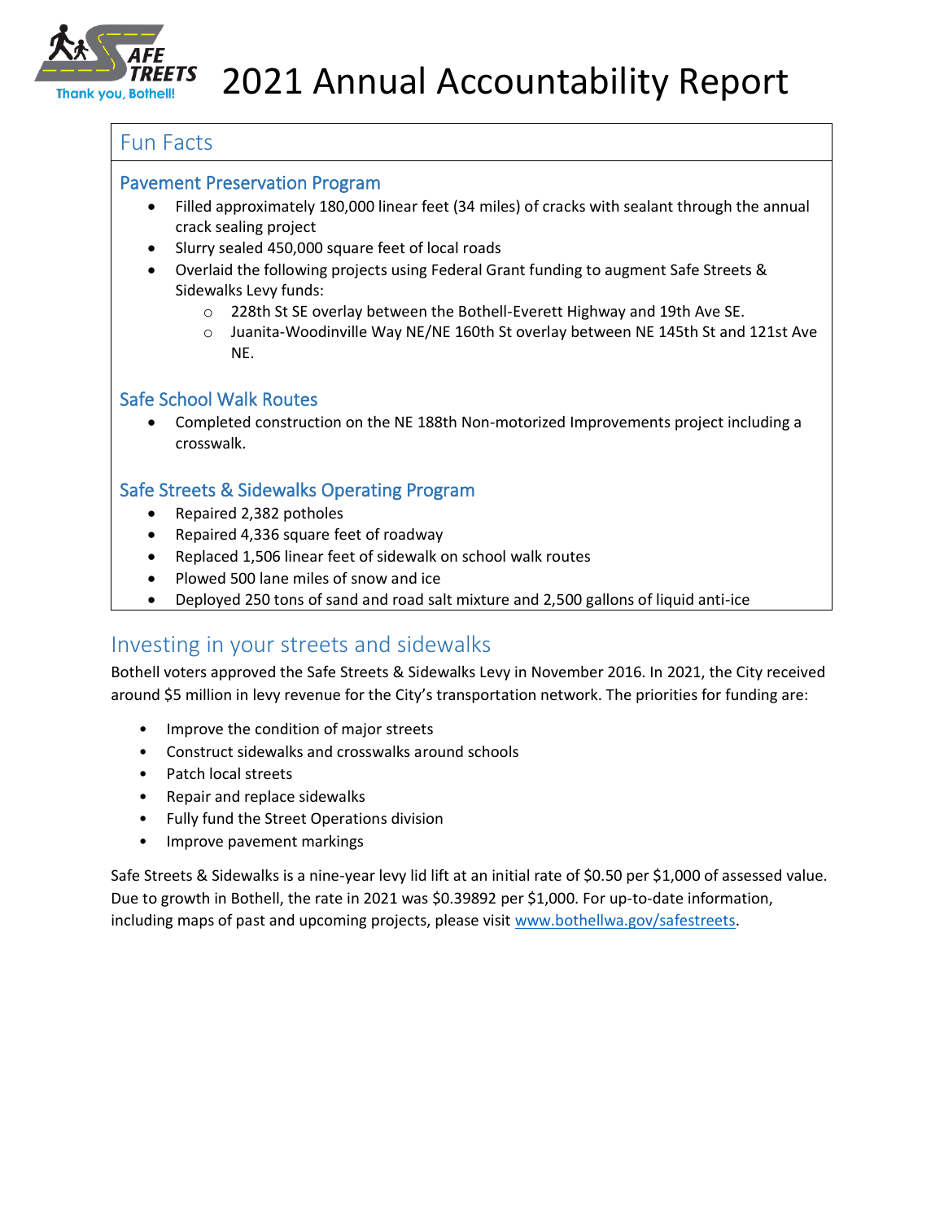# 2021 Annual Accountability Report

## Fun Facts

### Pavement Preservation Program

- Filled approximately 180,000 linear feet (34 miles) of cracks with sealant through the annual crack sealing project
- Slurry sealed 450,000 square feet of local roads
- Overlaid the following projects using Federal Grant funding to augment Safe Streets & Sidewalks Levy funds:
  - 228th St SE overlay between the Bothell-Everett Highway and 19th Ave SE.
  - Juanita-Woodinville Way NE/NE 160th St overlay between NE 145th St and 121st Ave NE.

### Safe School Walk Routes

- Completed construction on the NE 188th Non-motorized Improvements project including a crosswalk.

### Safe Streets & Sidewalks Operating Program

- Repaired 2,382 potholes
- Repaired 4,336 square feet of roadway
- Replaced 1,506 linear feet of sidewalk on school walk routes
- Plowed 500 lane miles of snow and ice
- Deployed 250 tons of sand and road salt mixture and 2,500 gallons of liquid anti-ice

## Investing in your streets and sidewalks

Bothell voters approved the Safe Streets & Sidewalks Levy in November 2016. In 2021, the City received around $5 million in levy revenue for the City's transportation network. The priorities for funding are:

- Improve the condition of major streets
- Construct sidewalks and crosswalks around schools
- Patch local streets
- Repair and replace sidewalks
- Fully fund the Street Operations division
- Improve pavement markings

Safe Streets & Sidewalks is a nine-year levy lid lift at an initial rate of $0.50 per $1,000 of assessed value. Due to growth in Bothell, the rate in 2021 was $0.39892 per $1,000. For up-to-date information, including maps of past and upcoming projects, please visit www.bothellwa.gov/safestreets.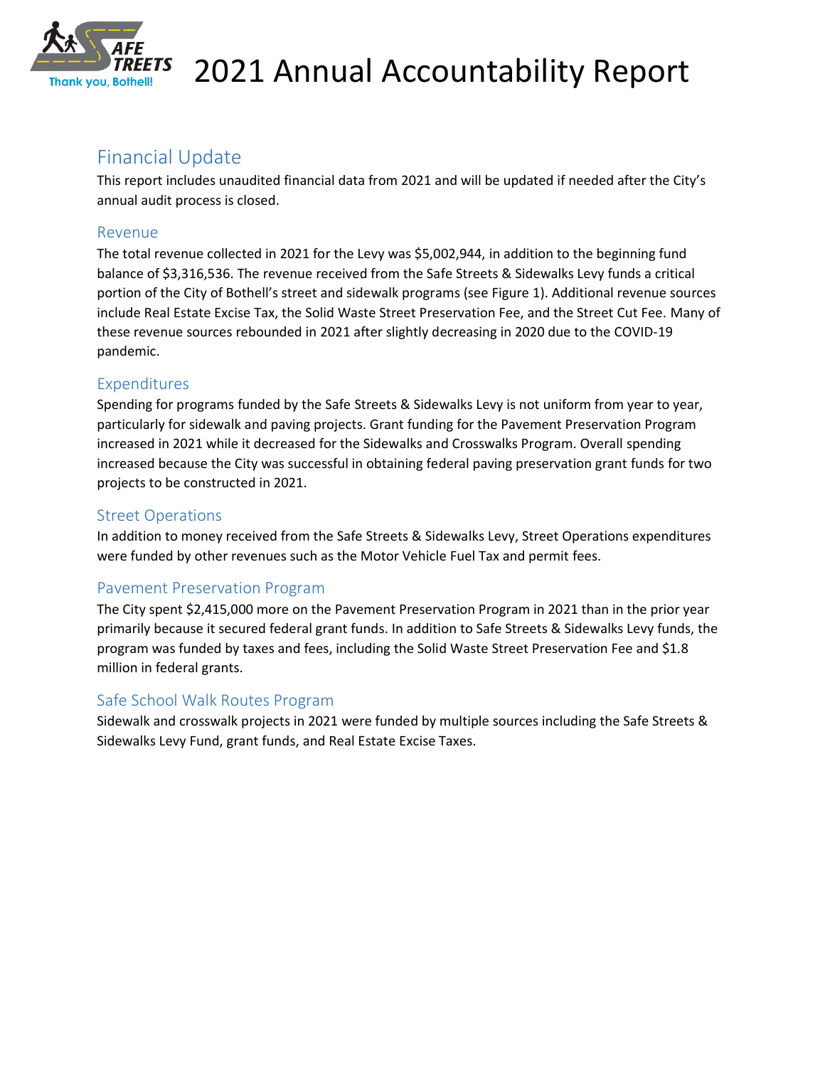# 2021 Annual Accountability Report

## Financial Update

This report includes unaudited financial data from 2021 and will be updated if needed after the City's annual audit process is closed.

### Revenue

The total revenue collected in 2021 for the Levy was $5,002,944, in addition to the beginning fund balance of $3,316,536. The revenue received from the Safe Streets & Sidewalks Levy funds a critical portion of the City of Bothell's street and sidewalk programs (see Figure 1). Additional revenue sources include Real Estate Excise Tax, the Solid Waste Street Preservation Fee, and the Street Cut Fee. Many of these revenue sources rebounded in 2021 after slightly decreasing in 2020 due to the COVID-19 pandemic.

### Expenditures

Spending for programs funded by the Safe Streets & Sidewalks Levy is not uniform from year to year, particularly for sidewalk and paving projects. Grant funding for the Pavement Preservation Program increased in 2021 while it decreased for the Sidewalks and Crosswalks Program. Overall spending increased because the City was successful in obtaining federal paving preservation grant funds for two projects to be constructed in 2021.

### Street Operations

In addition to money received from the Safe Streets & Sidewalks Levy, Street Operations expenditures were funded by other revenues such as the Motor Vehicle Fuel Tax and permit fees.

### Pavement Preservation Program

The City spent $2,415,000 more on the Pavement Preservation Program in 2021 than in the prior year primarily because it secured federal grant funds. In addition to Safe Streets & Sidewalks Levy funds, the program was funded by taxes and fees, including the Solid Waste Street Preservation Fee and $1.8 million in federal grants.

### Safe School Walk Routes Program

Sidewalk and crosswalk projects in 2021 were funded by multiple sources including the Safe Streets & Sidewalks Levy Fund, grant funds, and Real Estate Excise Taxes.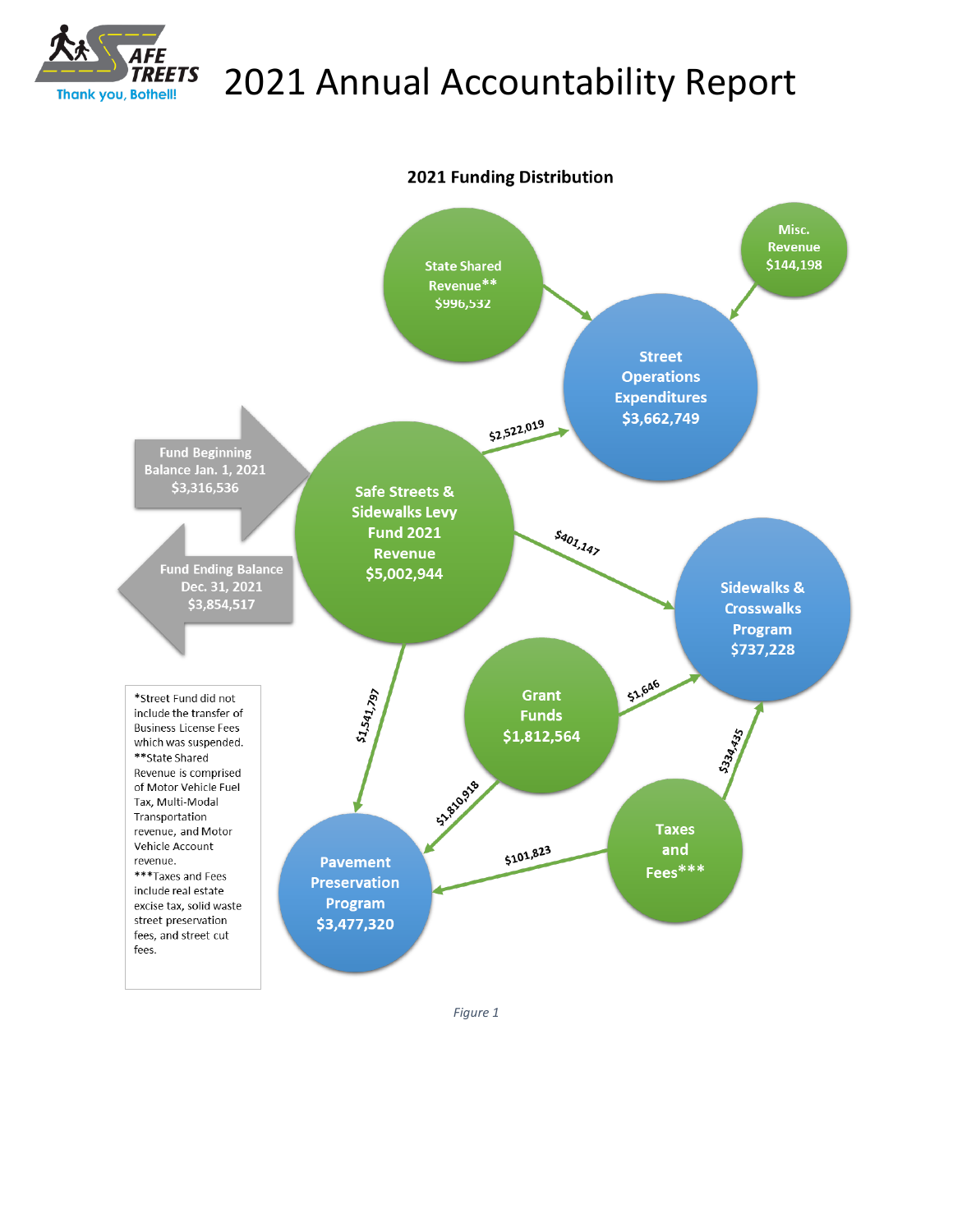# 2021 Annual Accountability Report

## 2021 Funding Distribution

State Shared Revenue** $996,532

Misc. Revenue $144,198

Street Operations Expenditures $3,662,749

Fund Beginning Balance Jan. 1, 2021 $3,316,536

Safe Streets & Sidewalks Levy Fund 2021 Revenue $5,002,944

Fund Ending Balance Dec. 31, 2021 $3,854,517

$2,522,019

$401,147

Sidewalks & Crosswalks Program $737,228

Grant Funds $1,812,564

$1,646

$1,541,797

$1,810,918

$334,435

Taxes and Fees***

$101,823

Pavement Preservation Program $3,477,320

*Street Fund did not include the transfer of Business License Fees which was suspended.
**State Shared Revenue is comprised of Motor Vehicle Fuel Tax, Multi-Modal Transportation revenue, and Motor Vehicle Account revenue.
***Taxes and Fees include real estate excise tax, solid waste street preservation fees, and street cut fees.

*Figure 1*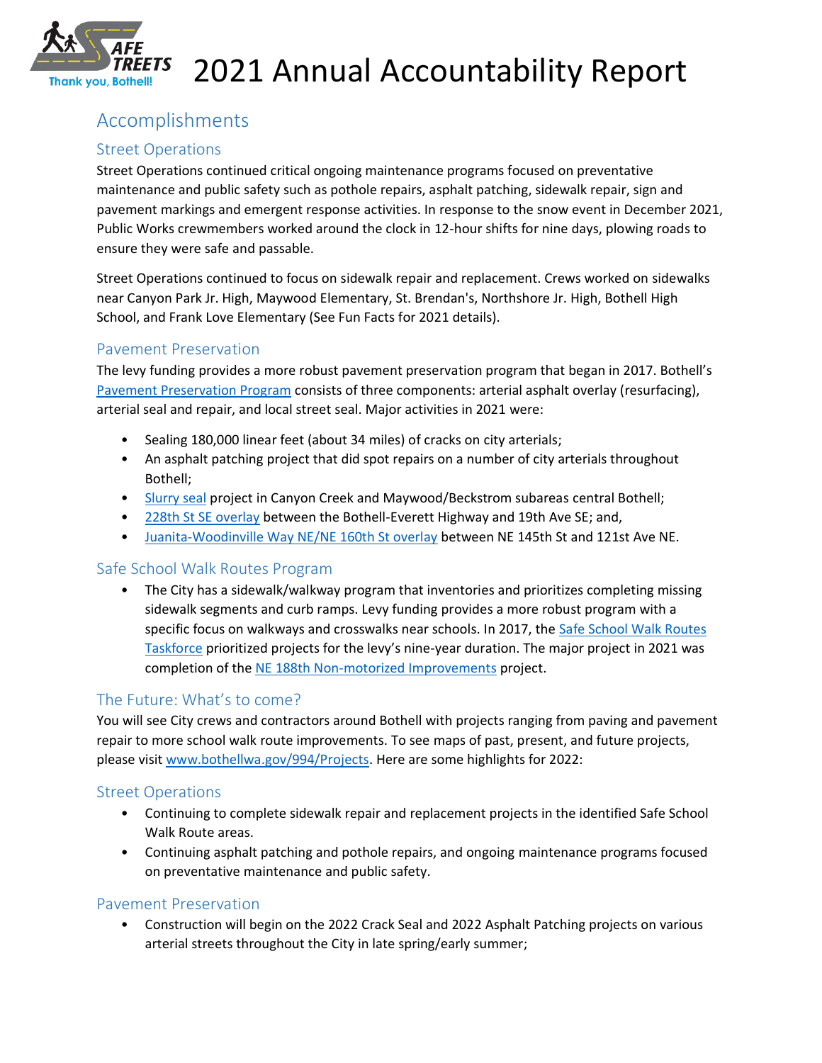# 2021 Annual Accountability Report

## Accomplishments

### Street Operations

Street Operations continued critical ongoing maintenance programs focused on preventative maintenance and public safety such as pothole repairs, asphalt patching, sidewalk repair, sign and pavement markings and emergent response activities. In response to the snow event in December 2021, Public Works crewmembers worked around the clock in 12-hour shifts for nine days, plowing roads to ensure they were safe and passable.

Street Operations continued to focus on sidewalk repair and replacement. Crews worked on sidewalks near Canyon Park Jr. High, Maywood Elementary, St. Brendan's, Northshore Jr. High, Bothell High School, and Frank Love Elementary (See Fun Facts for 2021 details).

### Pavement Preservation

The levy funding provides a more robust pavement preservation program that began in 2017. Bothell's Pavement Preservation Program consists of three components: arterial asphalt overlay (resurfacing), arterial seal and repair, and local street seal. Major activities in 2021 were:

- Sealing 180,000 linear feet (about 34 miles) of cracks on city arterials;
- An asphalt patching project that did spot repairs on a number of city arterials throughout Bothell;
- Slurry seal project in Canyon Creek and Maywood/Beckstrom subareas central Bothell;
- 228th St SE overlay between the Bothell-Everett Highway and 19th Ave SE; and,
- Juanita-Woodinville Way NE/NE 160th St overlay between NE 145th St and 121st Ave NE.

### Safe School Walk Routes Program

- The City has a sidewalk/walkway program that inventories and prioritizes completing missing sidewalk segments and curb ramps. Levy funding provides a more robust program with a specific focus on walkways and crosswalks near schools. In 2017, the Safe School Walk Routes Taskforce prioritized projects for the levy's nine-year duration. The major project in 2021 was completion of the NE 188th Non-motorized Improvements project.

## The Future: What's to come?

You will see City crews and contractors around Bothell with projects ranging from paving and pavement repair to more school walk route improvements. To see maps of past, present, and future projects, please visit www.bothellwa.gov/994/Projects. Here are some highlights for 2022:

### Street Operations

- Continuing to complete sidewalk repair and replacement projects in the identified Safe School Walk Route areas.
- Continuing asphalt patching and pothole repairs, and ongoing maintenance programs focused on preventative maintenance and public safety.

### Pavement Preservation

- Construction will begin on the 2022 Crack Seal and 2022 Asphalt Patching projects on various arterial streets throughout the City in late spring/early summer;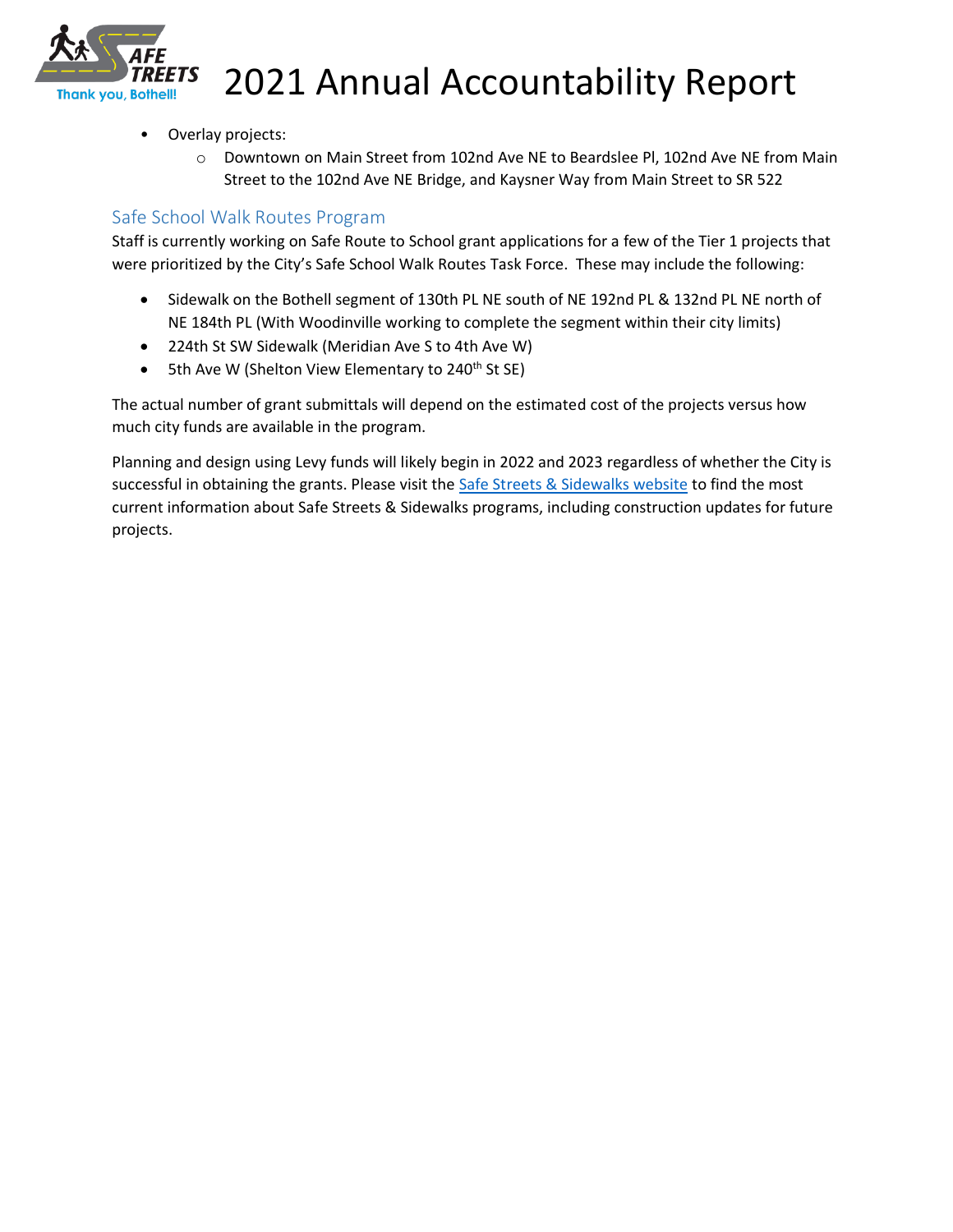- Overlay projects:
  - Downtown on Main Street from 102nd Ave NE to Beardslee Pl, 102nd Ave NE from Main Street to the 102nd Ave NE Bridge, and Kaysner Way from Main Street to SR 522

## Safe School Walk Routes Program

Staff is currently working on Safe Route to School grant applications for a few of the Tier 1 projects that were prioritized by the City's Safe School Walk Routes Task Force. These may include the following:

- Sidewalk on the Bothell segment of 130th PL NE south of NE 192nd PL & 132nd PL NE north of NE 184th PL (With Woodinville working to complete the segment within their city limits)
- 224th St SW Sidewalk (Meridian Ave S to 4th Ave W)
- 5th Ave W (Shelton View Elementary to 240th St SE)

The actual number of grant submittals will depend on the estimated cost of the projects versus how much city funds are available in the program.

Planning and design using Levy funds will likely begin in 2022 and 2023 regardless of whether the City is successful in obtaining the grants. Please visit the Safe Streets & Sidewalks website to find the most current information about Safe Streets & Sidewalks programs, including construction updates for future projects.